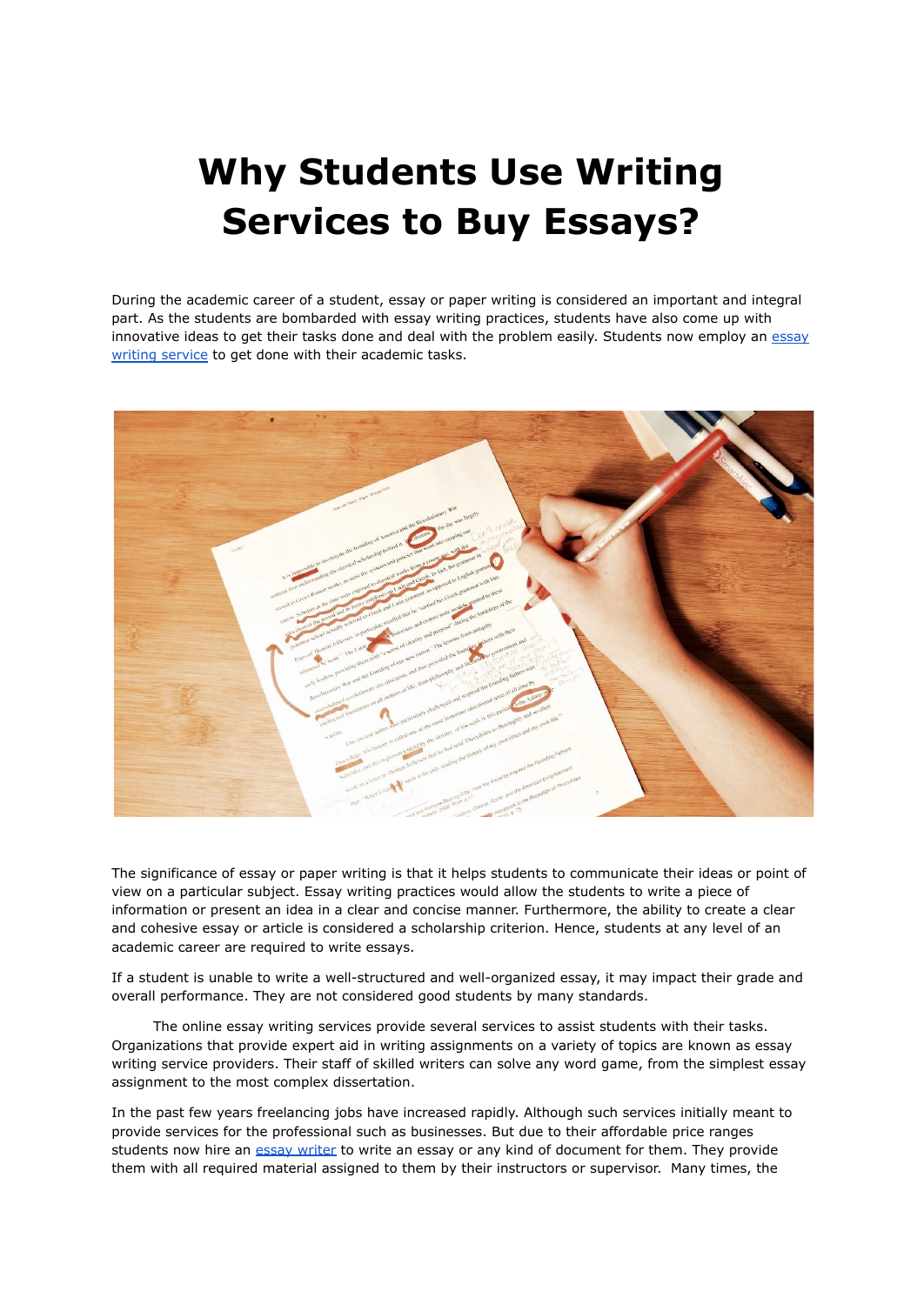# Why Students Use Writing Services to Buy Essays?

During the academic career of a student, essay or paper writing is considered an important and integral part. As the students are bombarded with essay writing practices, students have also come up with innovative ideas to get their tasks done and deal with the problem easily. Students now employ an [essay writing service]() to get done with their academic tasks.

The significance of essay or paper writing is that it helps students to communicate their ideas or point of view on a particular subject. Essay writing practices would allow the students to write a piece of information or present an idea in a clear and concise manner. Furthermore, the ability to create a clear and cohesive essay or article is considered a scholarship criterion. Hence, students at any level of an academic career are required to write essays.

If a student is unable to write a well-structured and well-organized essay, it may impact their grade and overall performance. They are not considered good students by many standards.

The online essay writing services provide several services to assist students with their tasks. Organizations that provide expert aid in writing assignments on a variety of topics are known as essay writing service providers. Their staff of skilled writers can solve any word game, from the simplest essay assignment to the most complex dissertation.

In the past few years freelancing jobs have increased rapidly. Although such services initially meant to provide services for the professional such as businesses. But due to their affordable price ranges students now hire an [essay writer]() to write an essay or any kind of document for them. They provide them with all required material assigned to them by their instructors or supervisor. Many times, the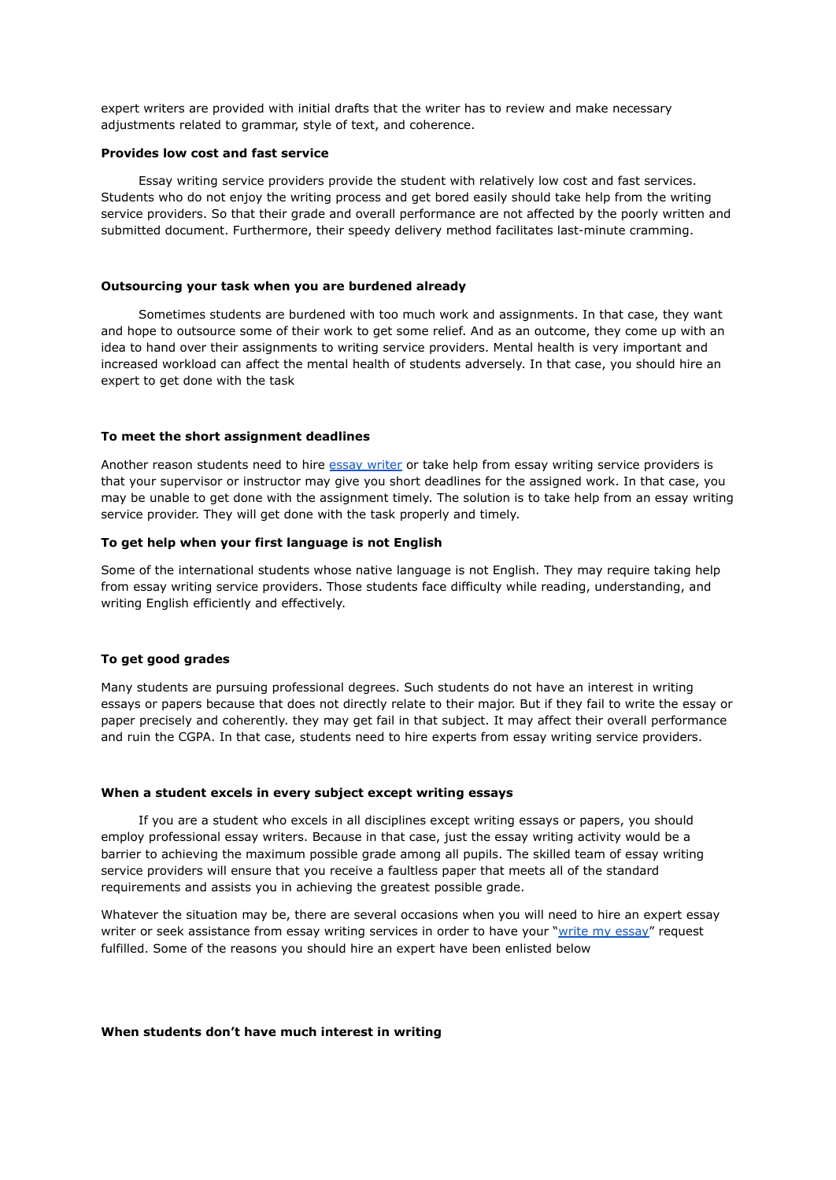expert writers are provided with initial drafts that the writer has to review and make necessary adjustments related to grammar, style of text, and coherence.

**Provides low cost and fast service**

Essay writing service providers provide the student with relatively low cost and fast services. Students who do not enjoy the writing process and get bored easily should take help from the writing service providers. So that their grade and overall performance are not affected by the poorly written and submitted document. Furthermore, their speedy delivery method facilitates last-minute cramming.

**Outsourcing your task when you are burdened already**

Sometimes students are burdened with too much work and assignments. In that case, they want and hope to outsource some of their work to get some relief. And as an outcome, they come up with an idea to hand over their assignments to writing service providers. Mental health is very important and increased workload can affect the mental health of students adversely. In that case, you should hire an expert to get done with the task

**To meet the short assignment deadlines**

Another reason students need to hire [essay writer]() or take help from essay writing service providers is that your supervisor or instructor may give you short deadlines for the assigned work. In that case, you may be unable to get done with the assignment timely. The solution is to take help from an essay writing service provider. They will get done with the task properly and timely.

**To get help when your first language is not English**

Some of the international students whose native language is not English. They may require taking help from essay writing service providers. Those students face difficulty while reading, understanding, and writing English efficiently and effectively.

**To get good grades**

Many students are pursuing professional degrees. Such students do not have an interest in writing essays or papers because that does not directly relate to their major. But if they fail to write the essay or paper precisely and coherently. they may get fail in that subject. It may affect their overall performance and ruin the CGPA. In that case, students need to hire experts from essay writing service providers.

**When a student excels in every subject except writing essays**

If you are a student who excels in all disciplines except writing essays or papers, you should employ professional essay writers. Because in that case, just the essay writing activity would be a barrier to achieving the maximum possible grade among all pupils. The skilled team of essay writing service providers will ensure that you receive a faultless paper that meets all of the standard requirements and assists you in achieving the greatest possible grade.

Whatever the situation may be, there are several occasions when you will need to hire an expert essay writer or seek assistance from essay writing services in order to have your "[write my essay]()" request fulfilled. Some of the reasons you should hire an expert have been enlisted below

**When students don't have much interest in writing**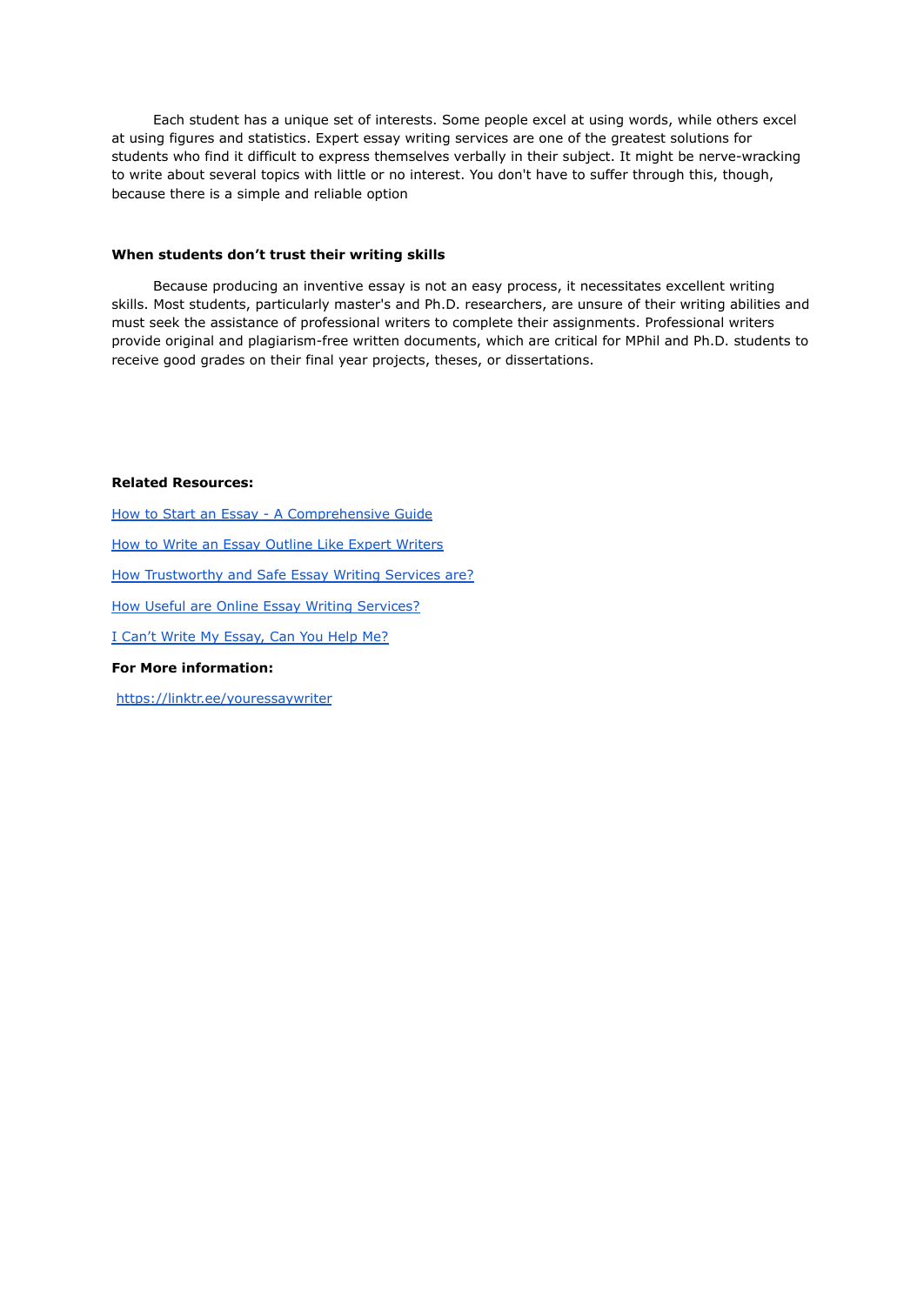Each student has a unique set of interests. Some people excel at using words, while others excel at using figures and statistics. Expert essay writing services are one of the greatest solutions for students who find it difficult to express themselves verbally in their subject. It might be nerve-wracking to write about several topics with little or no interest. You don't have to suffer through this, though, because there is a simple and reliable option

**When students don't trust their writing skills**

Because producing an inventive essay is not an easy process, it necessitates excellent writing skills. Most students, particularly master's and Ph.D. researchers, are unsure of their writing abilities and must seek the assistance of professional writers to complete their assignments. Professional writers provide original and plagiarism-free written documents, which are critical for MPhil and Ph.D. students to receive good grades on their final year projects, theses, or dissertations.

**Related Resources:**

How to Start an Essay - A Comprehensive Guide

How to Write an Essay Outline Like Expert Writers

How Trustworthy and Safe Essay Writing Services are?

How Useful are Online Essay Writing Services?

I Can't Write My Essay, Can You Help Me?

**For More information:**

https://linktr.ee/youressaywriter